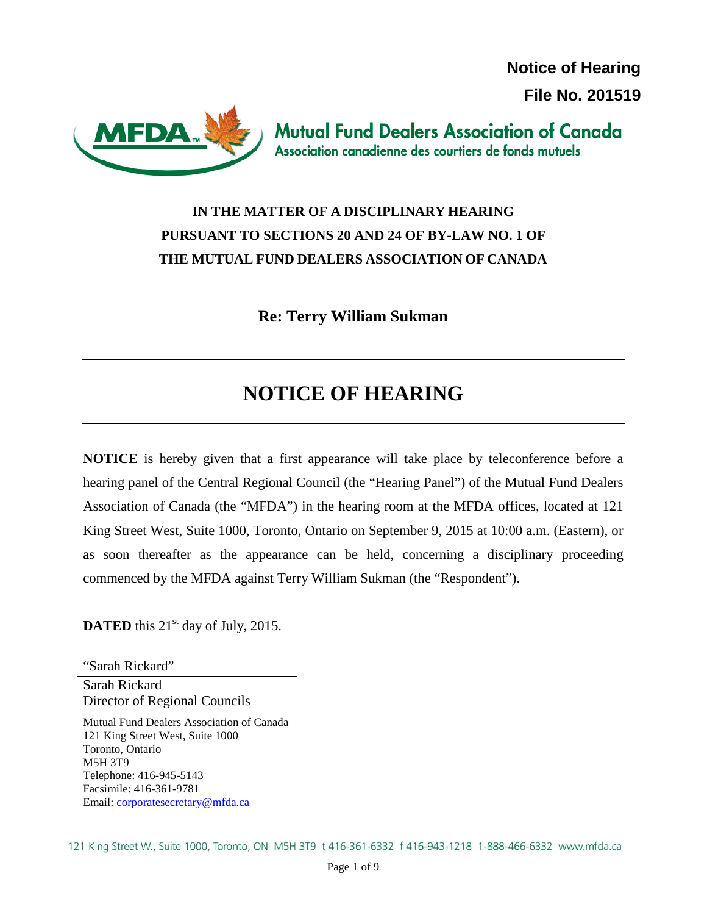**Notice of Hearing**

**File No. 201519**

**Mutual Fund Dealers Association of Canada**

Association canadienne des courtiers de fonds mutuels

**IN THE MATTER OF A DISCIPLINARY HEARING PURSUANT TO SECTIONS 20 AND 24 OF BY-LAW NO. 1 OF THE MUTUAL FUND DEALERS ASSOCIATION OF CANADA**

**Re: Terry William Sukman**

# NOTICE OF HEARING

**NOTICE** is hereby given that a first appearance will take place by teleconference before a hearing panel of the Central Regional Council (the "Hearing Panel") of the Mutual Fund Dealers Association of Canada (the "MFDA") in the hearing room at the MFDA offices, located at 121 King Street West, Suite 1000, Toronto, Ontario on September 9, 2015 at 10:00 a.m. (Eastern), or as soon thereafter as the appearance can be held, concerning a disciplinary proceeding commenced by the MFDA against Terry William Sukman (the "Respondent").

**DATED** this 21st day of July, 2015.

"Sarah Rickard"

Sarah Rickard
Director of Regional Councils

Mutual Fund Dealers Association of Canada
121 King Street West, Suite 1000
Toronto, Ontario
M5H 3T9
Telephone: 416-945-5143
Facsimile: 416-361-9781
Email: corporatesecretary@mfda.ca

121 King Street W., Suite 1000, Toronto, ON M5H 3T9 t 416-361-6332 f 416-943-1218 1-888-466-6332 www.mfda.ca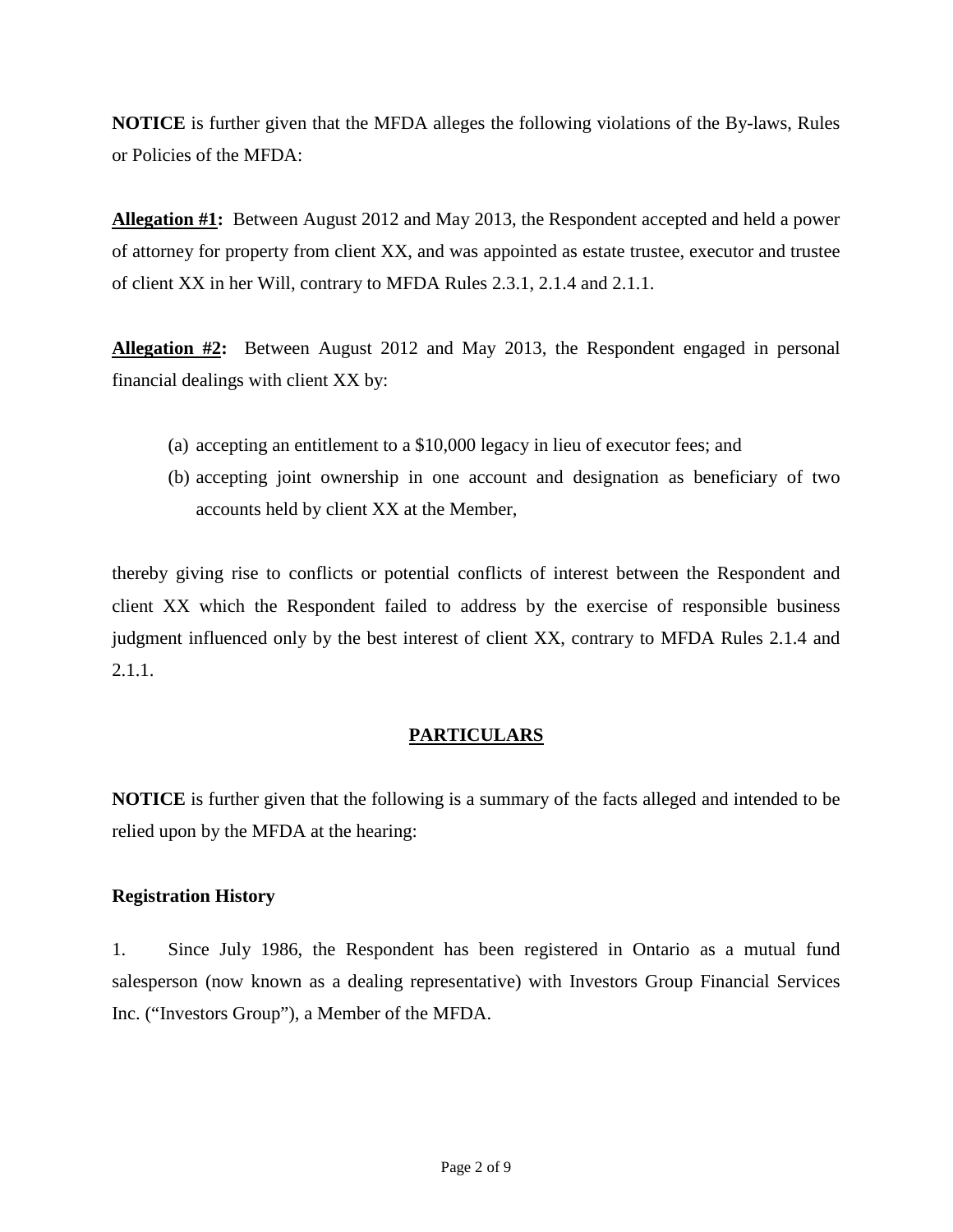**NOTICE** is further given that the MFDA alleges the following violations of the By-laws, Rules or Policies of the MFDA:

**Allegation #1:** Between August 2012 and May 2013, the Respondent accepted and held a power of attorney for property from client XX, and was appointed as estate trustee, executor and trustee of client XX in her Will, contrary to MFDA Rules 2.3.1, 2.1.4 and 2.1.1.

**Allegation #2:** Between August 2012 and May 2013, the Respondent engaged in personal financial dealings with client XX by:

(a) accepting an entitlement to a $10,000 legacy in lieu of executor fees; and

(b) accepting joint ownership in one account and designation as beneficiary of two accounts held by client XX at the Member,

thereby giving rise to conflicts or potential conflicts of interest between the Respondent and client XX which the Respondent failed to address by the exercise of responsible business judgment influenced only by the best interest of client XX, contrary to MFDA Rules 2.1.4 and 2.1.1.

## PARTICULARS

**NOTICE** is further given that the following is a summary of the facts alleged and intended to be relied upon by the MFDA at the hearing:

### Registration History

1. Since July 1986, the Respondent has been registered in Ontario as a mutual fund salesperson (now known as a dealing representative) with Investors Group Financial Services Inc. ("Investors Group"), a Member of the MFDA.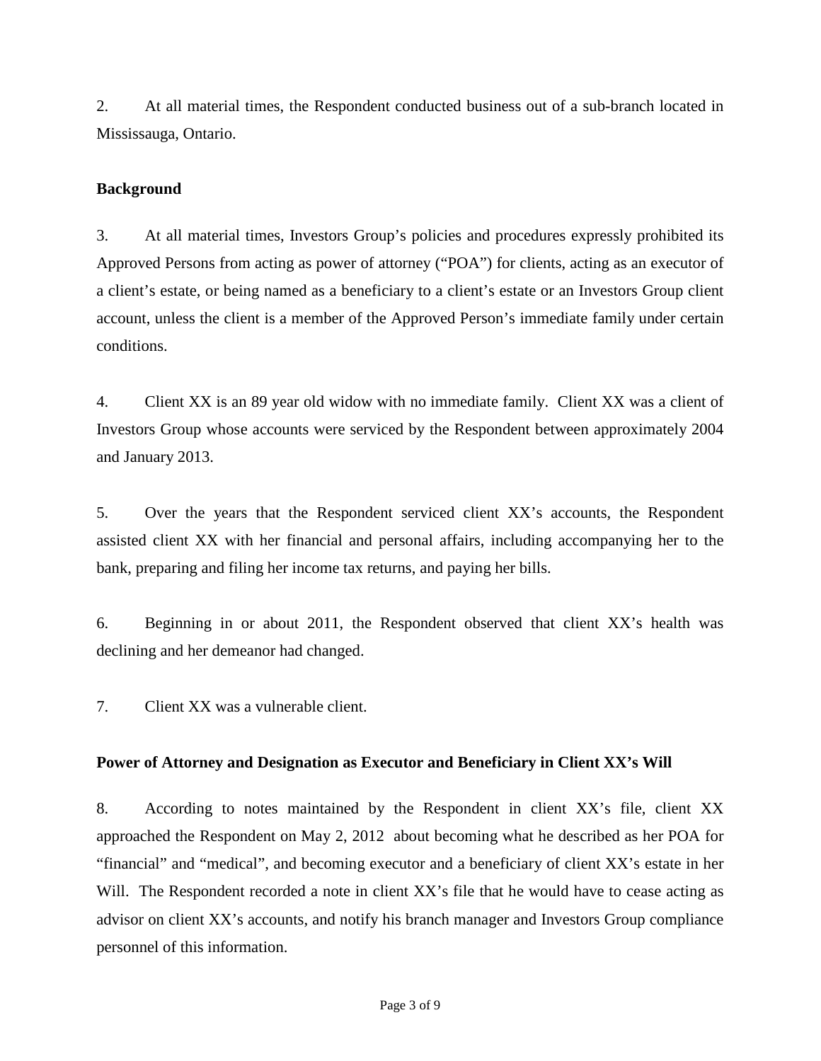2. At all material times, the Respondent conducted business out of a sub-branch located in Mississauga, Ontario.

**Background**

3. At all material times, Investors Group's policies and procedures expressly prohibited its Approved Persons from acting as power of attorney ("POA") for clients, acting as an executor of a client's estate, or being named as a beneficiary to a client's estate or an Investors Group client account, unless the client is a member of the Approved Person's immediate family under certain conditions.

4. Client XX is an 89 year old widow with no immediate family. Client XX was a client of Investors Group whose accounts were serviced by the Respondent between approximately 2004 and January 2013.

5. Over the years that the Respondent serviced client XX's accounts, the Respondent assisted client XX with her financial and personal affairs, including accompanying her to the bank, preparing and filing her income tax returns, and paying her bills.

6. Beginning in or about 2011, the Respondent observed that client XX's health was declining and her demeanor had changed.

7. Client XX was a vulnerable client.

**Power of Attorney and Designation as Executor and Beneficiary in Client XX's Will**

8. According to notes maintained by the Respondent in client XX's file, client XX approached the Respondent on May 2, 2012 about becoming what he described as her POA for "financial" and "medical", and becoming executor and a beneficiary of client XX's estate in her Will. The Respondent recorded a note in client XX's file that he would have to cease acting as advisor on client XX's accounts, and notify his branch manager and Investors Group compliance personnel of this information.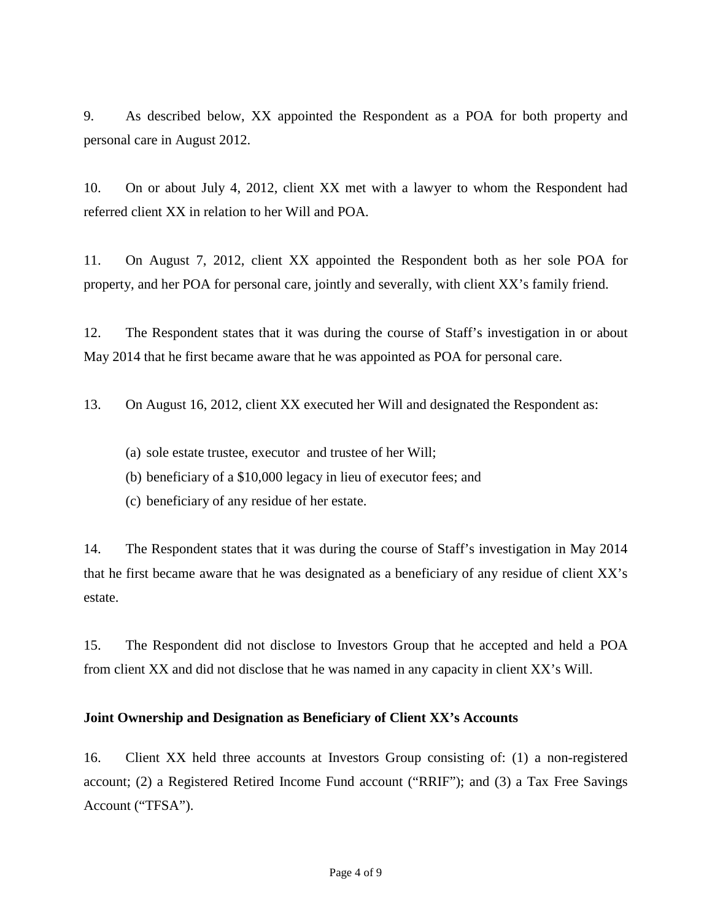9. As described below, XX appointed the Respondent as a POA for both property and personal care in August 2012.

10. On or about July 4, 2012, client XX met with a lawyer to whom the Respondent had referred client XX in relation to her Will and POA.

11. On August 7, 2012, client XX appointed the Respondent both as her sole POA for property, and her POA for personal care, jointly and severally, with client XX's family friend.

12. The Respondent states that it was during the course of Staff's investigation in or about May 2014 that he first became aware that he was appointed as POA for personal care.

13. On August 16, 2012, client XX executed her Will and designated the Respondent as:

(a) sole estate trustee, executor and trustee of her Will;
(b) beneficiary of a $10,000 legacy in lieu of executor fees; and
(c) beneficiary of any residue of her estate.

14. The Respondent states that it was during the course of Staff's investigation in May 2014 that he first became aware that he was designated as a beneficiary of any residue of client XX's estate.

15. The Respondent did not disclose to Investors Group that he accepted and held a POA from client XX and did not disclose that he was named in any capacity in client XX's Will.

**Joint Ownership and Designation as Beneficiary of Client XX's Accounts**

16. Client XX held three accounts at Investors Group consisting of: (1) a non-registered account; (2) a Registered Retired Income Fund account ("RRIF"); and (3) a Tax Free Savings Account ("TFSA").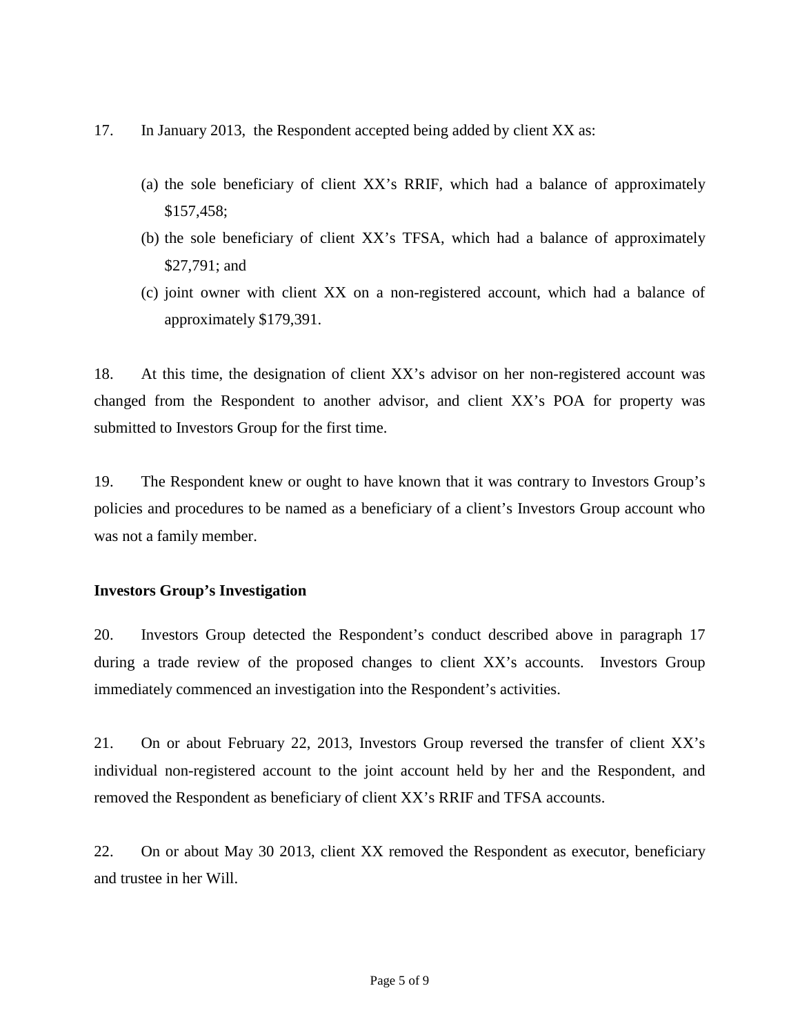17. In January 2013, the Respondent accepted being added by client XX as:

(a) the sole beneficiary of client XX's RRIF, which had a balance of approximately $157,458;

(b) the sole beneficiary of client XX's TFSA, which had a balance of approximately $27,791; and

(c) joint owner with client XX on a non-registered account, which had a balance of approximately $179,391.

18. At this time, the designation of client XX's advisor on her non-registered account was changed from the Respondent to another advisor, and client XX's POA for property was submitted to Investors Group for the first time.

19. The Respondent knew or ought to have known that it was contrary to Investors Group's policies and procedures to be named as a beneficiary of a client's Investors Group account who was not a family member.

**Investors Group's Investigation**

20. Investors Group detected the Respondent's conduct described above in paragraph 17 during a trade review of the proposed changes to client XX's accounts. Investors Group immediately commenced an investigation into the Respondent's activities.

21. On or about February 22, 2013, Investors Group reversed the transfer of client XX's individual non-registered account to the joint account held by her and the Respondent, and removed the Respondent as beneficiary of client XX's RRIF and TFSA accounts.

22. On or about May 30 2013, client XX removed the Respondent as executor, beneficiary and trustee in her Will.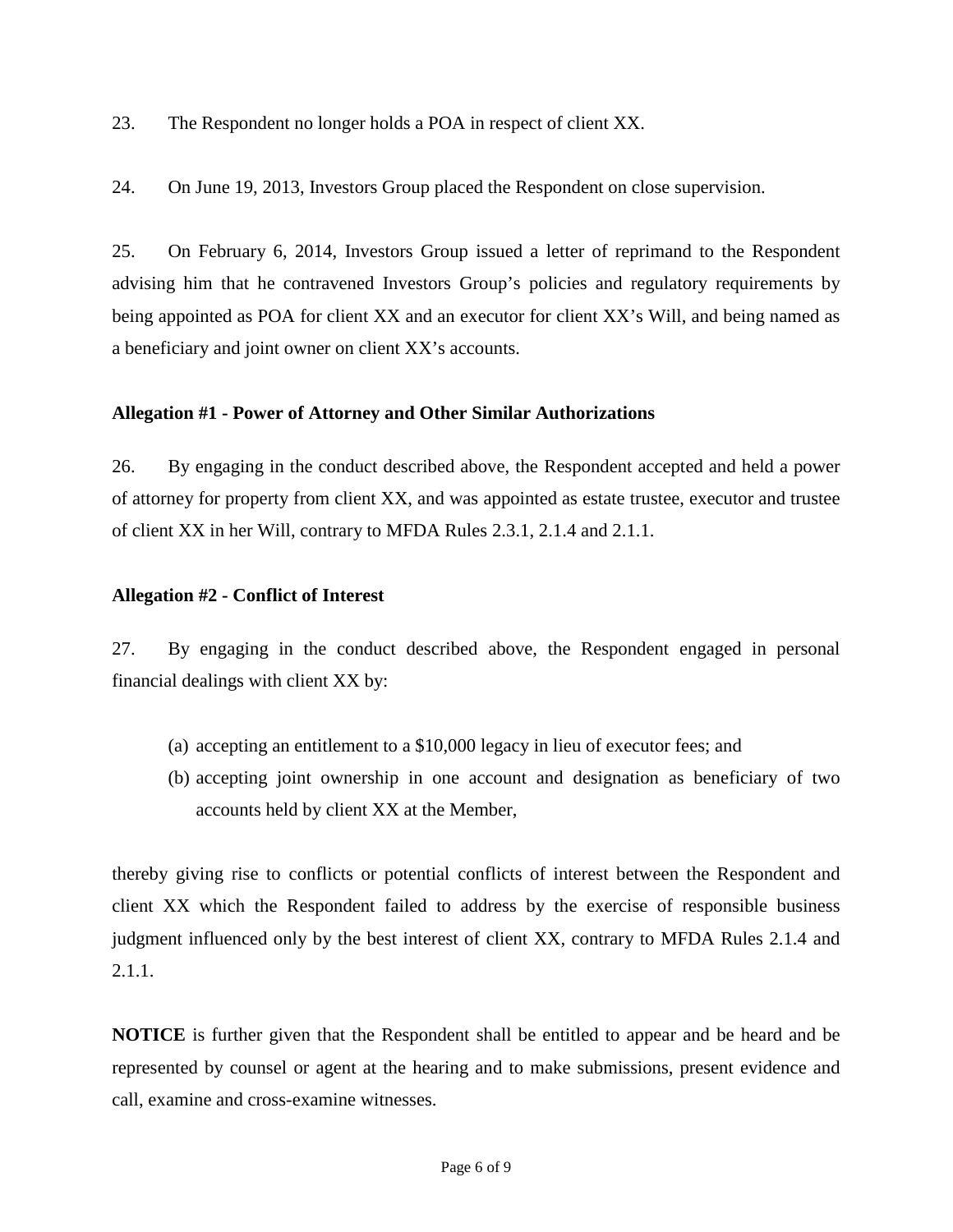23. The Respondent no longer holds a POA in respect of client XX.

24. On June 19, 2013, Investors Group placed the Respondent on close supervision.

25. On February 6, 2014, Investors Group issued a letter of reprimand to the Respondent advising him that he contravened Investors Group's policies and regulatory requirements by being appointed as POA for client XX and an executor for client XX's Will, and being named as a beneficiary and joint owner on client XX's accounts.

**Allegation #1 - Power of Attorney and Other Similar Authorizations**

26. By engaging in the conduct described above, the Respondent accepted and held a power of attorney for property from client XX, and was appointed as estate trustee, executor and trustee of client XX in her Will, contrary to MFDA Rules 2.3.1, 2.1.4 and 2.1.1.

**Allegation #2 - Conflict of Interest**

27. By engaging in the conduct described above, the Respondent engaged in personal financial dealings with client XX by:

(a) accepting an entitlement to a $10,000 legacy in lieu of executor fees; and

(b) accepting joint ownership in one account and designation as beneficiary of two accounts held by client XX at the Member,

thereby giving rise to conflicts or potential conflicts of interest between the Respondent and client XX which the Respondent failed to address by the exercise of responsible business judgment influenced only by the best interest of client XX, contrary to MFDA Rules 2.1.4 and 2.1.1.

**NOTICE** is further given that the Respondent shall be entitled to appear and be heard and be represented by counsel or agent at the hearing and to make submissions, present evidence and call, examine and cross-examine witnesses.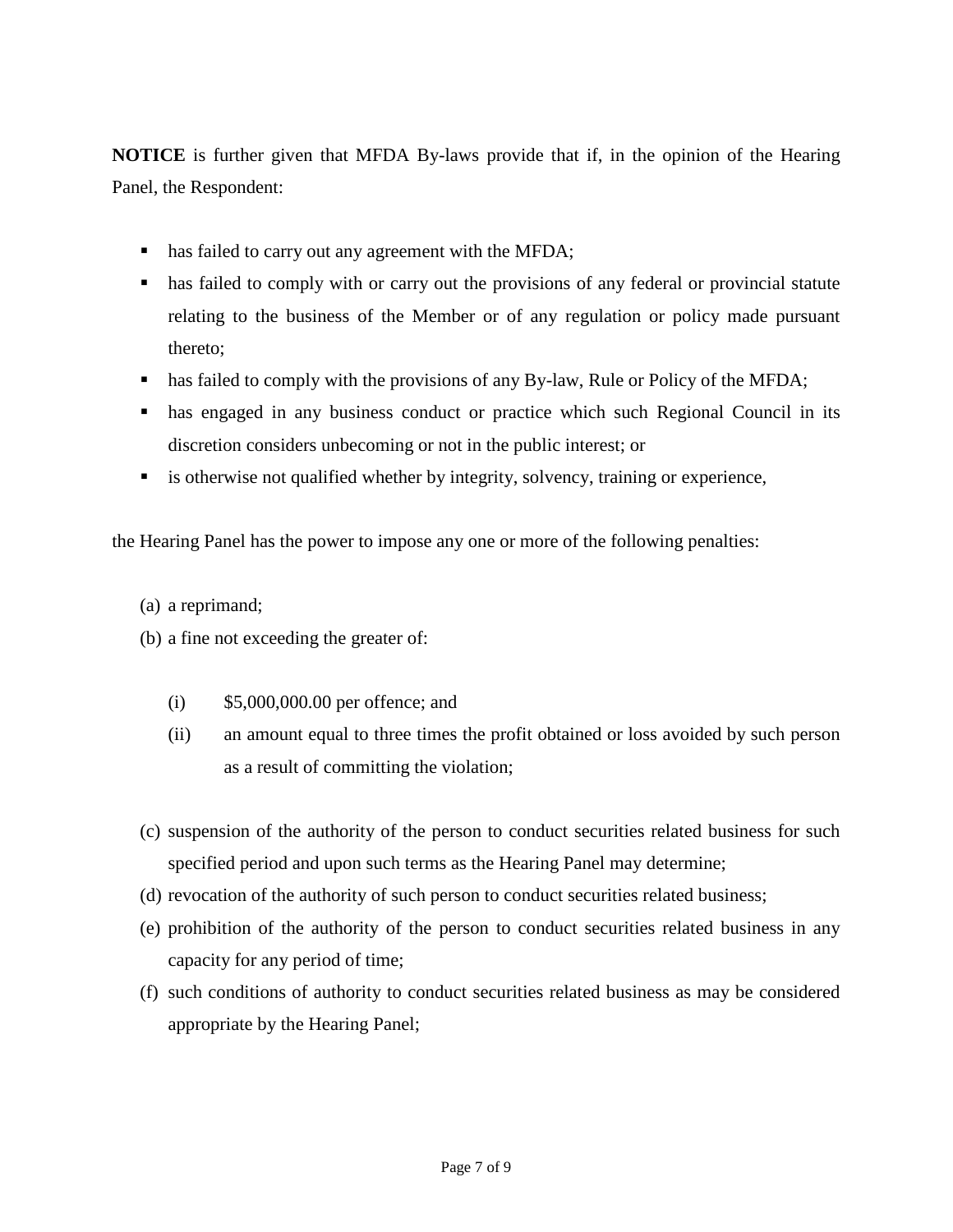**NOTICE** is further given that MFDA By-laws provide that if, in the opinion of the Hearing Panel, the Respondent:

- has failed to carry out any agreement with the MFDA;
- has failed to comply with or carry out the provisions of any federal or provincial statute relating to the business of the Member or of any regulation or policy made pursuant thereto;
- has failed to comply with the provisions of any By-law, Rule or Policy of the MFDA;
- has engaged in any business conduct or practice which such Regional Council in its discretion considers unbecoming or not in the public interest; or
- is otherwise not qualified whether by integrity, solvency, training or experience,

the Hearing Panel has the power to impose any one or more of the following penalties:

(a) a reprimand;

(b) a fine not exceeding the greater of:

  (i) $5,000,000.00 per offence; and

  (ii) an amount equal to three times the profit obtained or loss avoided by such person as a result of committing the violation;

(c) suspension of the authority of the person to conduct securities related business for such specified period and upon such terms as the Hearing Panel may determine;

(d) revocation of the authority of such person to conduct securities related business;

(e) prohibition of the authority of the person to conduct securities related business in any capacity for any period of time;

(f) such conditions of authority to conduct securities related business as may be considered appropriate by the Hearing Panel;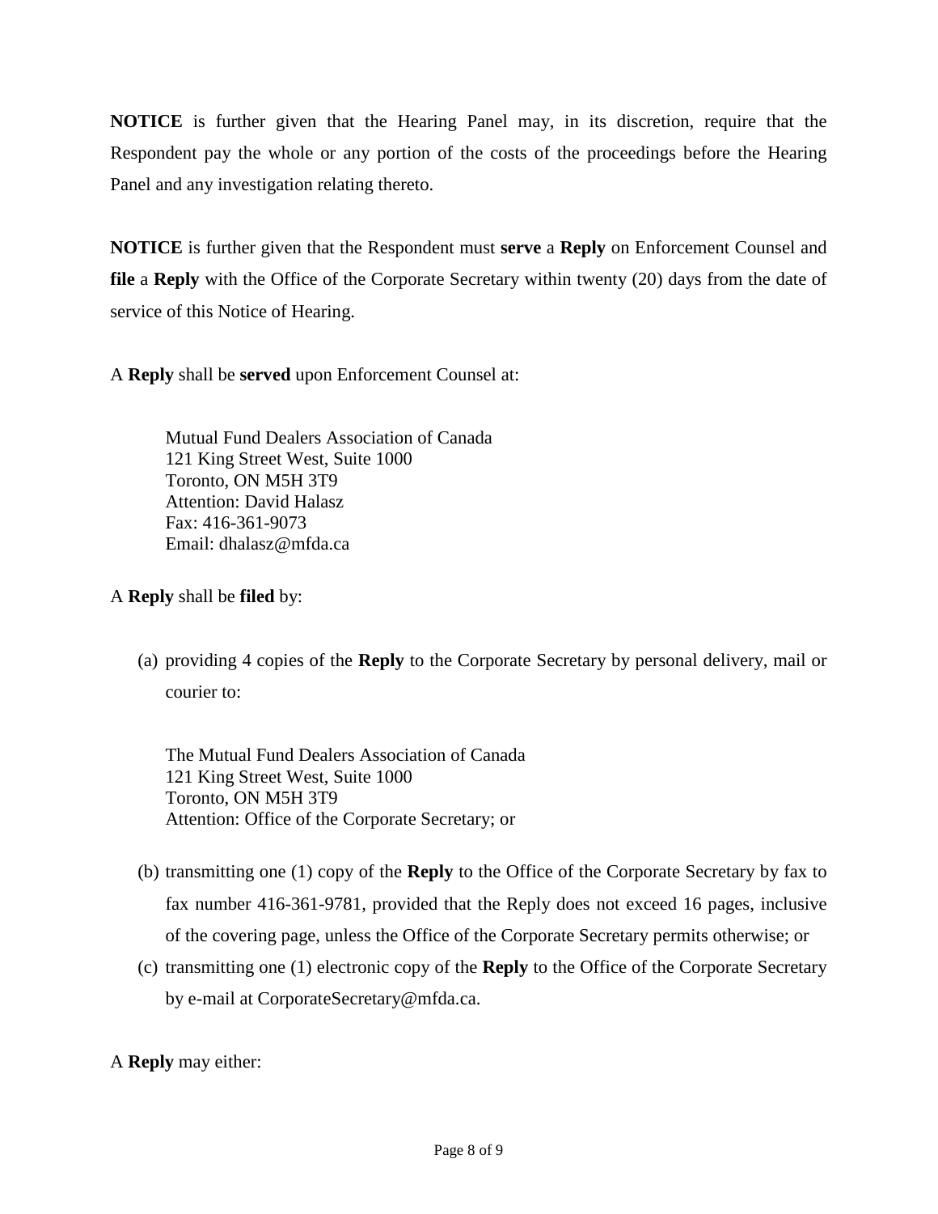**NOTICE** is further given that the Hearing Panel may, in its discretion, require that the Respondent pay the whole or any portion of the costs of the proceedings before the Hearing Panel and any investigation relating thereto.

**NOTICE** is further given that the Respondent must **serve** a **Reply** on Enforcement Counsel and **file** a **Reply** with the Office of the Corporate Secretary within twenty (20) days from the date of service of this Notice of Hearing.

A **Reply** shall be **served** upon Enforcement Counsel at:

> Mutual Fund Dealers Association of Canada
> 121 King Street West, Suite 1000
> Toronto, ON M5H 3T9
> Attention: David Halasz
> Fax: 416-361-9073
> Email: dhalasz@mfda.ca

A **Reply** shall be **filed** by:

(a) providing 4 copies of the **Reply** to the Corporate Secretary by personal delivery, mail or courier to:

> The Mutual Fund Dealers Association of Canada
> 121 King Street West, Suite 1000
> Toronto, ON M5H 3T9
> Attention: Office of the Corporate Secretary; or

(b) transmitting one (1) copy of the **Reply** to the Office of the Corporate Secretary by fax to fax number 416-361-9781, provided that the Reply does not exceed 16 pages, inclusive of the covering page, unless the Office of the Corporate Secretary permits otherwise; or

(c) transmitting one (1) electronic copy of the **Reply** to the Office of the Corporate Secretary by e-mail at CorporateSecretary@mfda.ca.

A **Reply** may either: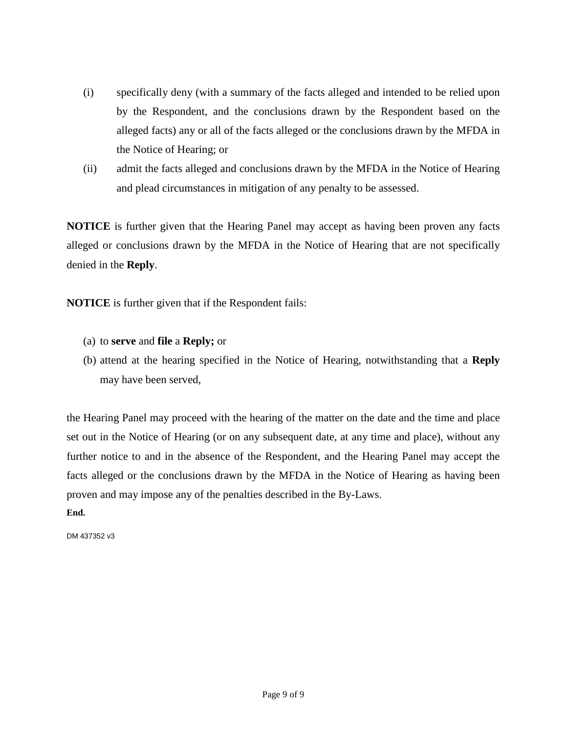(i) specifically deny (with a summary of the facts alleged and intended to be relied upon by the Respondent, and the conclusions drawn by the Respondent based on the alleged facts) any or all of the facts alleged or the conclusions drawn by the MFDA in the Notice of Hearing; or

(ii) admit the facts alleged and conclusions drawn by the MFDA in the Notice of Hearing and plead circumstances in mitigation of any penalty to be assessed.

**NOTICE** is further given that the Hearing Panel may accept as having been proven any facts alleged or conclusions drawn by the MFDA in the Notice of Hearing that are not specifically denied in the **Reply**.

**NOTICE** is further given that if the Respondent fails:

(a) to **serve** and **file** a **Reply;** or

(b) attend at the hearing specified in the Notice of Hearing, notwithstanding that a **Reply** may have been served,

the Hearing Panel may proceed with the hearing of the matter on the date and the time and place set out in the Notice of Hearing (or on any subsequent date, at any time and place), without any further notice to and in the absence of the Respondent, and the Hearing Panel may accept the facts alleged or the conclusions drawn by the MFDA in the Notice of Hearing as having been proven and may impose any of the penalties described in the By-Laws.

**End.**

DM 437352 v3